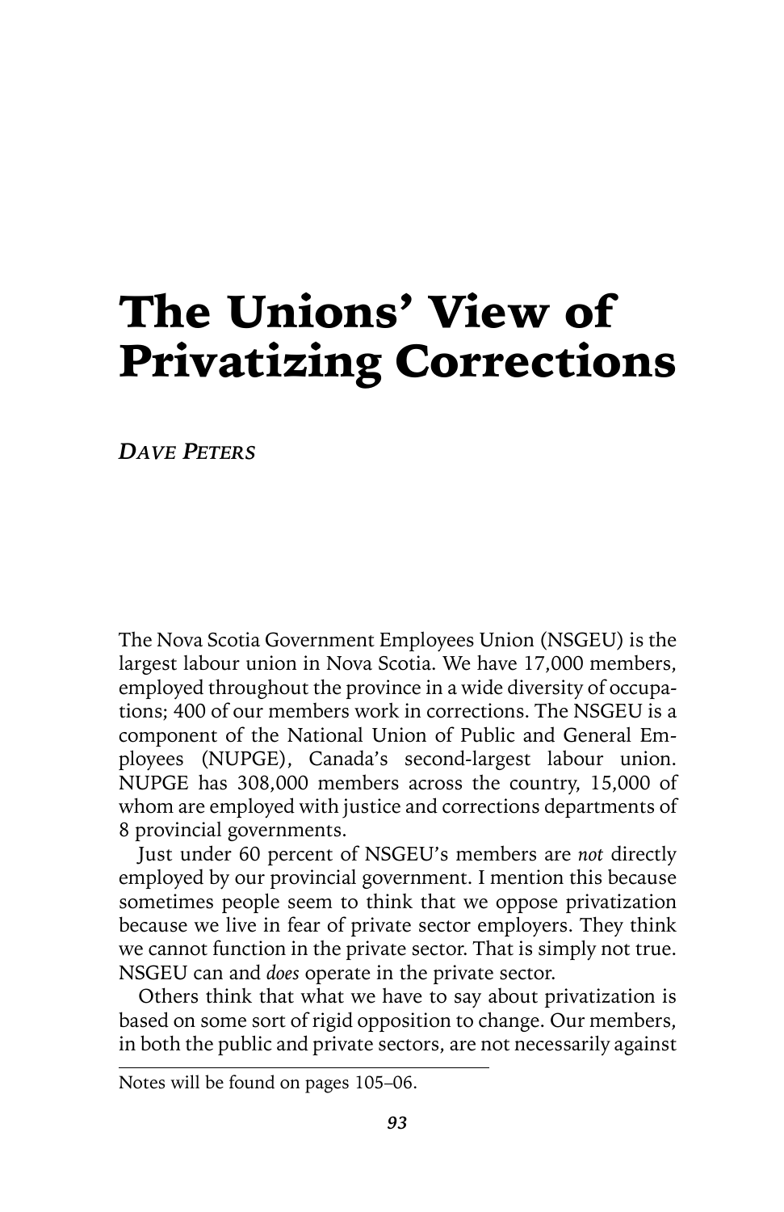# The Unions' View of Privatizing Corrections

***Dave Peters***

The Nova Scotia Government Employees Union (NSGEU) is the largest labour union in Nova Scotia. We have 17,000 members, employed throughout the province in a wide diversity of occupations; 400 of our members work in corrections. The NSGEU is a component of the National Union of Public and General Employees (NUPGE), Canada's second-largest labour union. NUPGE has 308,000 members across the country, 15,000 of whom are employed with justice and corrections departments of 8 provincial governments.

Just under 60 percent of NSGEU's members are *not* directly employed by our provincial government. I mention this because sometimes people seem to think that we oppose privatization because we live in fear of private sector employers. They think we cannot function in the private sector. That is simply not true. NSGEU can and *does* operate in the private sector.

Others think that what we have to say about privatization is based on some sort of rigid opposition to change. Our members, in both the public and private sectors, are not necessarily against

Notes will be found on pages 105–06.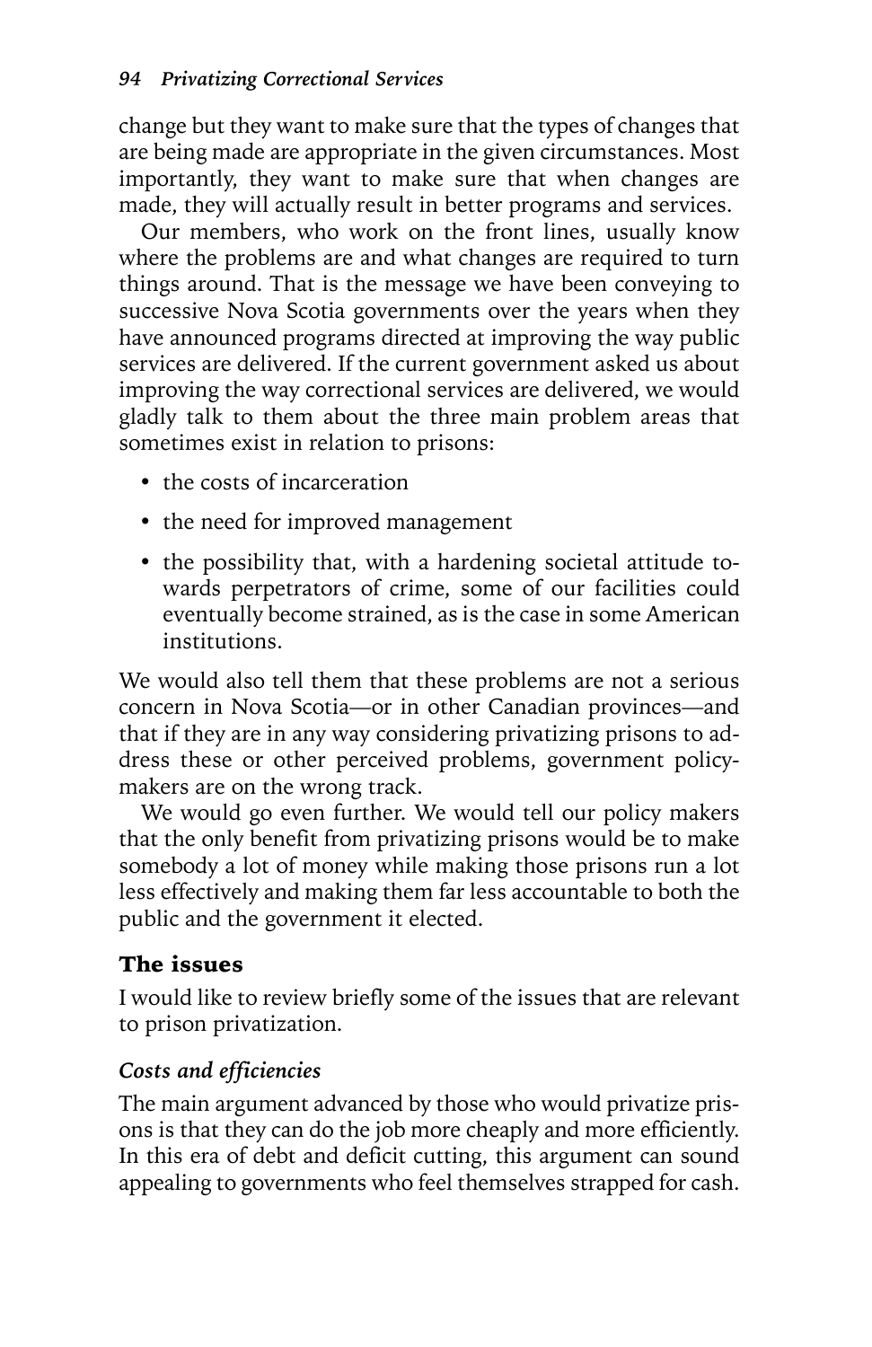change but they want to make sure that the types of changes that are being made are appropriate in the given circumstances. Most importantly, they want to make sure that when changes are made, they will actually result in better programs and services.

Our members, who work on the front lines, usually know where the problems are and what changes are required to turn things around. That is the message we have been conveying to successive Nova Scotia governments over the years when they have announced programs directed at improving the way public services are delivered. If the current government asked us about improving the way correctional services are delivered, we would gladly talk to them about the three main problem areas that sometimes exist in relation to prisons:

- the costs of incarceration
- the need for improved management
- the possibility that, with a hardening societal attitude towards perpetrators of crime, some of our facilities could eventually become strained, as is the case in some American institutions.

We would also tell them that these problems are not a serious concern in Nova Scotia—or in other Canadian provinces—and that if they are in any way considering privatizing prisons to address these or other perceived problems, government policy-makers are on the wrong track.

We would go even further. We would tell our policy makers that the only benefit from privatizing prisons would be to make somebody a lot of money while making those prisons run a lot less effectively and making them far less accountable to both the public and the government it elected.

## The issues

I would like to review briefly some of the issues that are relevant to prison privatization.

### *Costs and efficiencies*

The main argument advanced by those who would privatize prisons is that they can do the job more cheaply and more efficiently. In this era of debt and deficit cutting, this argument can sound appealing to governments who feel themselves strapped for cash.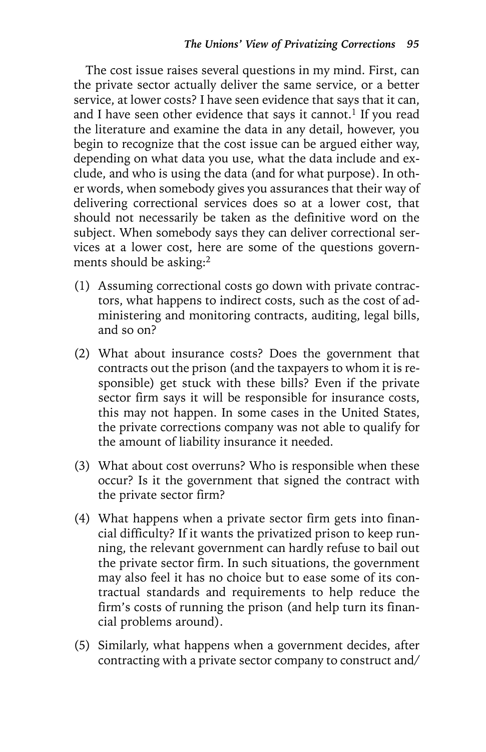The cost issue raises several questions in my mind. First, can the private sector actually deliver the same service, or a better service, at lower costs? I have seen evidence that says that it can, and I have seen other evidence that says it cannot.[1] If you read the literature and examine the data in any detail, however, you begin to recognize that the cost issue can be argued either way, depending on what data you use, what the data include and exclude, and who is using the data (and for what purpose). In other words, when somebody gives you assurances that their way of delivering correctional services does so at a lower cost, that should not necessarily be taken as the definitive word on the subject. When somebody says they can deliver correctional services at a lower cost, here are some of the questions governments should be asking:[2]

(1) Assuming correctional costs go down with private contractors, what happens to indirect costs, such as the cost of administering and monitoring contracts, auditing, legal bills, and so on?

(2) What about insurance costs? Does the government that contracts out the prison (and the taxpayers to whom it is responsible) get stuck with these bills? Even if the private sector firm says it will be responsible for insurance costs, this may not happen. In some cases in the United States, the private corrections company was not able to qualify for the amount of liability insurance it needed.

(3) What about cost overruns? Who is responsible when these occur? Is it the government that signed the contract with the private sector firm?

(4) What happens when a private sector firm gets into financial difficulty? If it wants the privatized prison to keep running, the relevant government can hardly refuse to bail out the private sector firm. In such situations, the government may also feel it has no choice but to ease some of its contractual standards and requirements to help reduce the firm's costs of running the prison (and help turn its financial problems around).

(5) Similarly, what happens when a government decides, after contracting with a private sector company to construct and/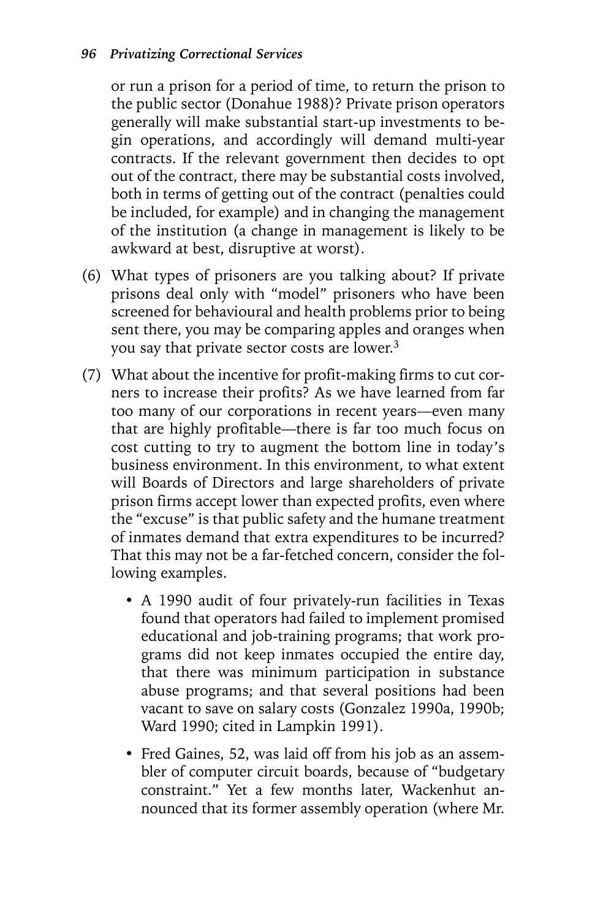or run a prison for a period of time, to return the prison to the public sector (Donahue 1988)? Private prison operators generally will make substantial start-up investments to begin operations, and accordingly will demand multi-year contracts. If the relevant government then decides to opt out of the contract, there may be substantial costs involved, both in terms of getting out of the contract (penalties could be included, for example) and in changing the management of the institution (a change in management is likely to be awkward at best, disruptive at worst).

(6) What types of prisoners are you talking about? If private prisons deal only with "model" prisoners who have been screened for behavioural and health problems prior to being sent there, you may be comparing apples and oranges when you say that private sector costs are lower.[3]

(7) What about the incentive for profit-making firms to cut corners to increase their profits? As we have learned from far too many of our corporations in recent years—even many that are highly profitable—there is far too much focus on cost cutting to try to augment the bottom line in today's business environment. In this environment, to what extent will Boards of Directors and large shareholders of private prison firms accept lower than expected profits, even where the "excuse" is that public safety and the humane treatment of inmates demand that extra expenditures to be incurred? That this may not be a far-fetched concern, consider the following examples.

- A 1990 audit of four privately-run facilities in Texas found that operators had failed to implement promised educational and job-training programs; that work programs did not keep inmates occupied the entire day, that there was minimum participation in substance abuse programs; and that several positions had been vacant to save on salary costs (Gonzalez 1990a, 1990b; Ward 1990; cited in Lampkin 1991).

- Fred Gaines, 52, was laid off from his job as an assembler of computer circuit boards, because of "budgetary constraint." Yet a few months later, Wackenhut announced that its former assembly operation (where Mr.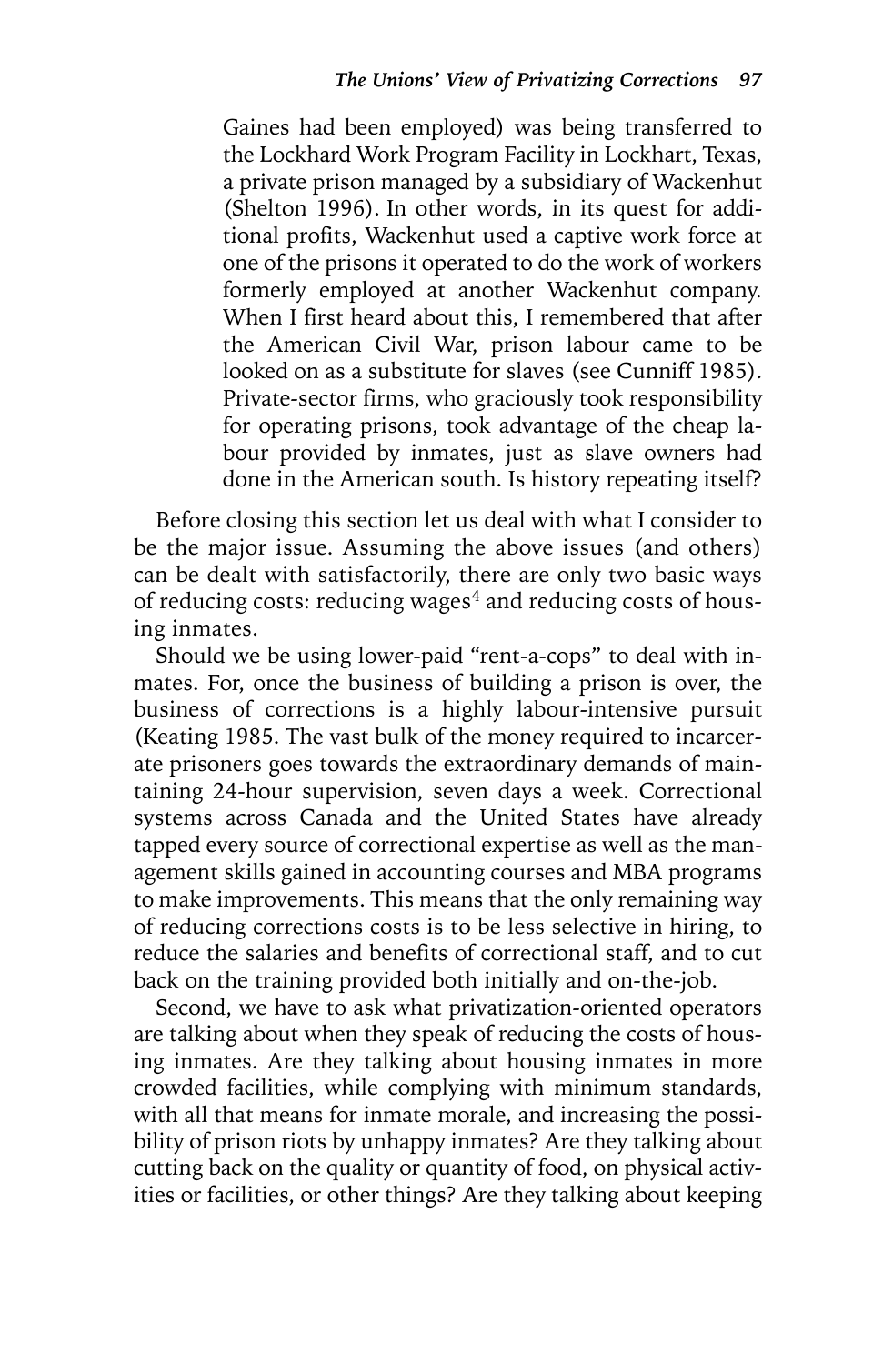> Gaines had been employed) was being transferred to the Lockhard Work Program Facility in Lockhart, Texas, a private prison managed by a subsidiary of Wackenhut (Shelton 1996). In other words, in its quest for additional profits, Wackenhut used a captive work force at one of the prisons it operated to do the work of workers formerly employed at another Wackenhut company. When I first heard about this, I remembered that after the American Civil War, prison labour came to be looked on as a substitute for slaves (see Cunniff 1985). Private-sector firms, who graciously took responsibility for operating prisons, took advantage of the cheap labour provided by inmates, just as slave owners had done in the American south. Is history repeating itself?

Before closing this section let us deal with what I consider to be the major issue. Assuming the above issues (and others) can be dealt with satisfactorily, there are only two basic ways of reducing costs: reducing wages[4] and reducing costs of housing inmates.

Should we be using lower-paid "rent-a-cops" to deal with inmates. For, once the business of building a prison is over, the business of corrections is a highly labour-intensive pursuit (Keating 1985. The vast bulk of the money required to incarcerate prisoners goes towards the extraordinary demands of maintaining 24-hour supervision, seven days a week. Correctional systems across Canada and the United States have already tapped every source of correctional expertise as well as the management skills gained in accounting courses and MBA programs to make improvements. This means that the only remaining way of reducing corrections costs is to be less selective in hiring, to reduce the salaries and benefits of correctional staff, and to cut back on the training provided both initially and on-the-job.

Second, we have to ask what privatization-oriented operators are talking about when they speak of reducing the costs of housing inmates. Are they talking about housing inmates in more crowded facilities, while complying with minimum standards, with all that means for inmate morale, and increasing the possibility of prison riots by unhappy inmates? Are they talking about cutting back on the quality or quantity of food, on physical activities or facilities, or other things? Are they talking about keeping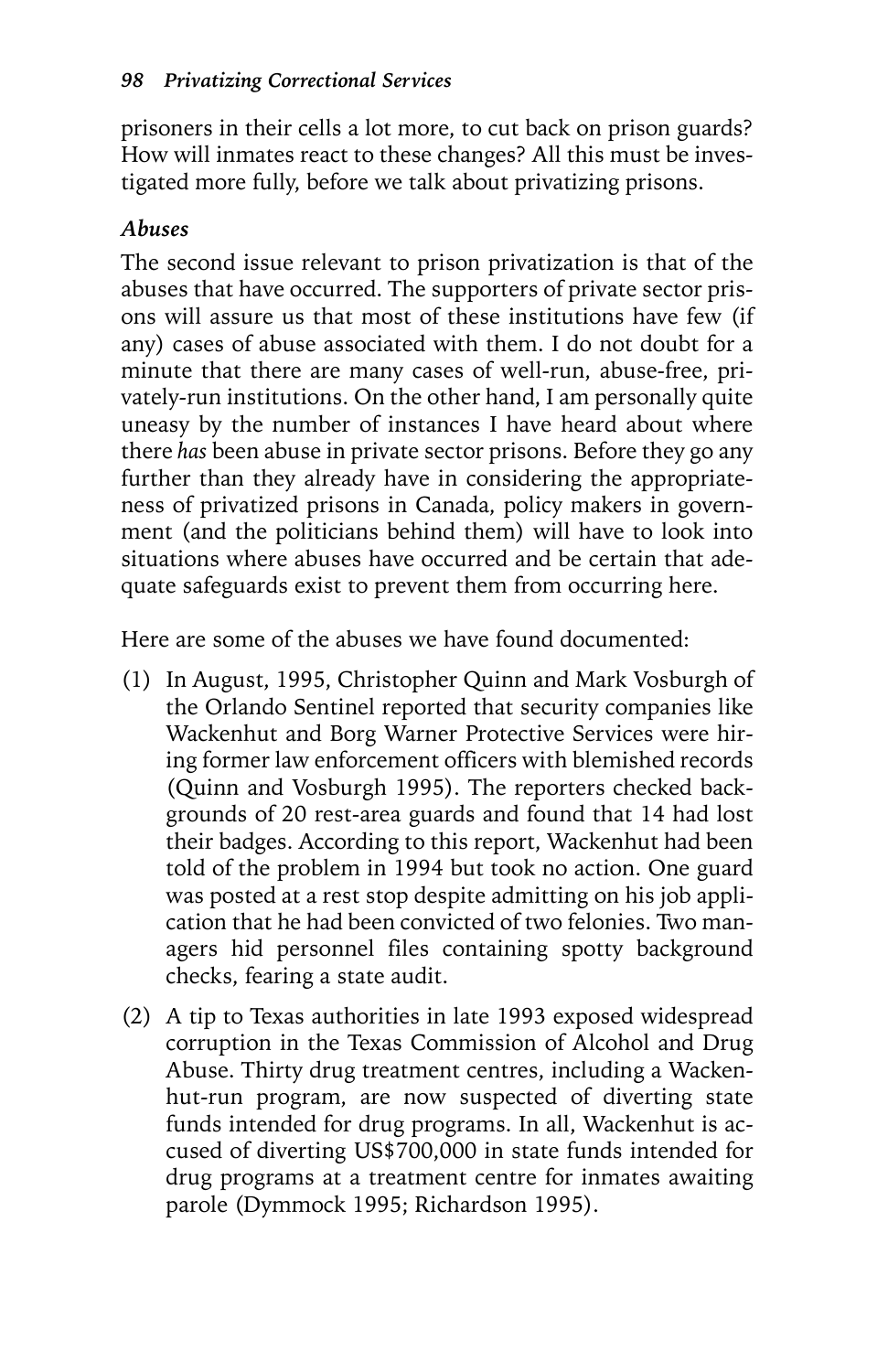prisoners in their cells a lot more, to cut back on prison guards? How will inmates react to these changes? All this must be investigated more fully, before we talk about privatizing prisons.

### *Abuses*

The second issue relevant to prison privatization is that of the abuses that have occurred. The supporters of private sector prisons will assure us that most of these institutions have few (if any) cases of abuse associated with them. I do not doubt for a minute that there are many cases of well-run, abuse-free, privately-run institutions. On the other hand, I am personally quite uneasy by the number of instances I have heard about where there *has* been abuse in private sector prisons. Before they go any further than they already have in considering the appropriateness of privatized prisons in Canada, policy makers in government (and the politicians behind them) will have to look into situations where abuses have occurred and be certain that adequate safeguards exist to prevent them from occurring here.

Here are some of the abuses we have found documented:

(1) In August, 1995, Christopher Quinn and Mark Vosburgh of the Orlando Sentinel reported that security companies like Wackenhut and Borg Warner Protective Services were hiring former law enforcement officers with blemished records (Quinn and Vosburgh 1995). The reporters checked backgrounds of 20 rest-area guards and found that 14 had lost their badges. According to this report, Wackenhut had been told of the problem in 1994 but took no action. One guard was posted at a rest stop despite admitting on his job application that he had been convicted of two felonies. Two managers hid personnel files containing spotty background checks, fearing a state audit.

(2) A tip to Texas authorities in late 1993 exposed widespread corruption in the Texas Commission of Alcohol and Drug Abuse. Thirty drug treatment centres, including a Wackenhut-run program, are now suspected of diverting state funds intended for drug programs. In all, Wackenhut is accused of diverting US$700,000 in state funds intended for drug programs at a treatment centre for inmates awaiting parole (Dymmock 1995; Richardson 1995).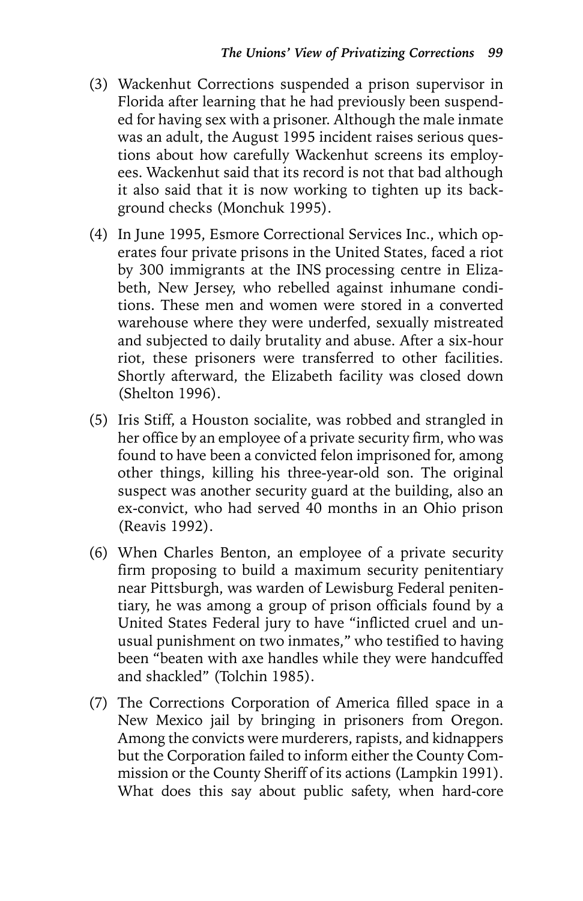(3) Wackenhut Corrections suspended a prison supervisor in Florida after learning that he had previously been suspended for having sex with a prisoner. Although the male inmate was an adult, the August 1995 incident raises serious questions about how carefully Wackenhut screens its employees. Wackenhut said that its record is not that bad although it also said that it is now working to tighten up its background checks (Monchuk 1995).

(4) In June 1995, Esmore Correctional Services Inc., which operates four private prisons in the United States, faced a riot by 300 immigrants at the INS processing centre in Elizabeth, New Jersey, who rebelled against inhumane conditions. These men and women were stored in a converted warehouse where they were underfed, sexually mistreated and subjected to daily brutality and abuse. After a six-hour riot, these prisoners were transferred to other facilities. Shortly afterward, the Elizabeth facility was closed down (Shelton 1996).

(5) Iris Stiff, a Houston socialite, was robbed and strangled in her office by an employee of a private security firm, who was found to have been a convicted felon imprisoned for, among other things, killing his three-year-old son. The original suspect was another security guard at the building, also an ex-convict, who had served 40 months in an Ohio prison (Reavis 1992).

(6) When Charles Benton, an employee of a private security firm proposing to build a maximum security penitentiary near Pittsburgh, was warden of Lewisburg Federal penitentiary, he was among a group of prison officials found by a United States Federal jury to have "inflicted cruel and unusual punishment on two inmates," who testified to having been "beaten with axe handles while they were handcuffed and shackled" (Tolchin 1985).

(7) The Corrections Corporation of America filled space in a New Mexico jail by bringing in prisoners from Oregon. Among the convicts were murderers, rapists, and kidnappers but the Corporation failed to inform either the County Commission or the County Sheriff of its actions (Lampkin 1991). What does this say about public safety, when hard-core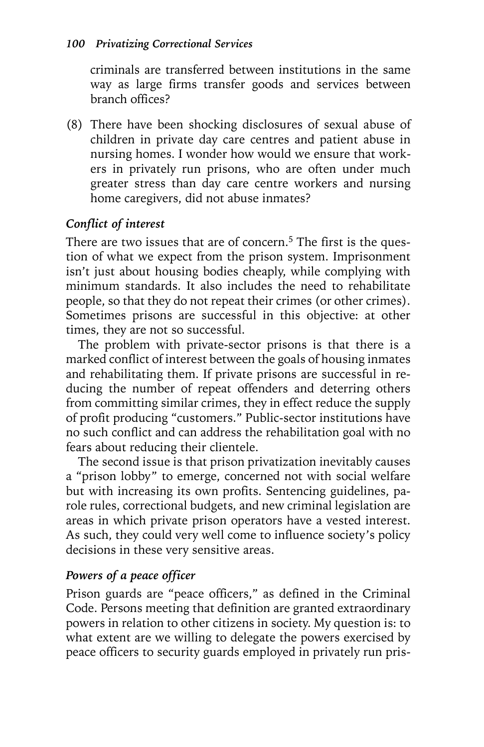criminals are transferred between institutions in the same way as large firms transfer goods and services between branch offices?

(8) There have been shocking disclosures of sexual abuse of children in private day care centres and patient abuse in nursing homes. I wonder how would we ensure that workers in privately run prisons, who are often under much greater stress than day care centre workers and nursing home caregivers, did not abuse inmates?

### *Conflict of interest*

There are two issues that are of concern.[5] The first is the question of what we expect from the prison system. Imprisonment isn't just about housing bodies cheaply, while complying with minimum standards. It also includes the need to rehabilitate people, so that they do not repeat their crimes (or other crimes). Sometimes prisons are successful in this objective: at other times, they are not so successful.

The problem with private-sector prisons is that there is a marked conflict of interest between the goals of housing inmates and rehabilitating them. If private prisons are successful in reducing the number of repeat offenders and deterring others from committing similar crimes, they in effect reduce the supply of profit producing "customers." Public-sector institutions have no such conflict and can address the rehabilitation goal with no fears about reducing their clientele.

The second issue is that prison privatization inevitably causes a "prison lobby" to emerge, concerned not with social welfare but with increasing its own profits. Sentencing guidelines, parole rules, correctional budgets, and new criminal legislation are areas in which private prison operators have a vested interest. As such, they could very well come to influence society's policy decisions in these very sensitive areas.

### *Powers of a peace officer*

Prison guards are "peace officers," as defined in the Criminal Code. Persons meeting that definition are granted extraordinary powers in relation to other citizens in society. My question is: to what extent are we willing to delegate the powers exercised by peace officers to security guards employed in privately run pris-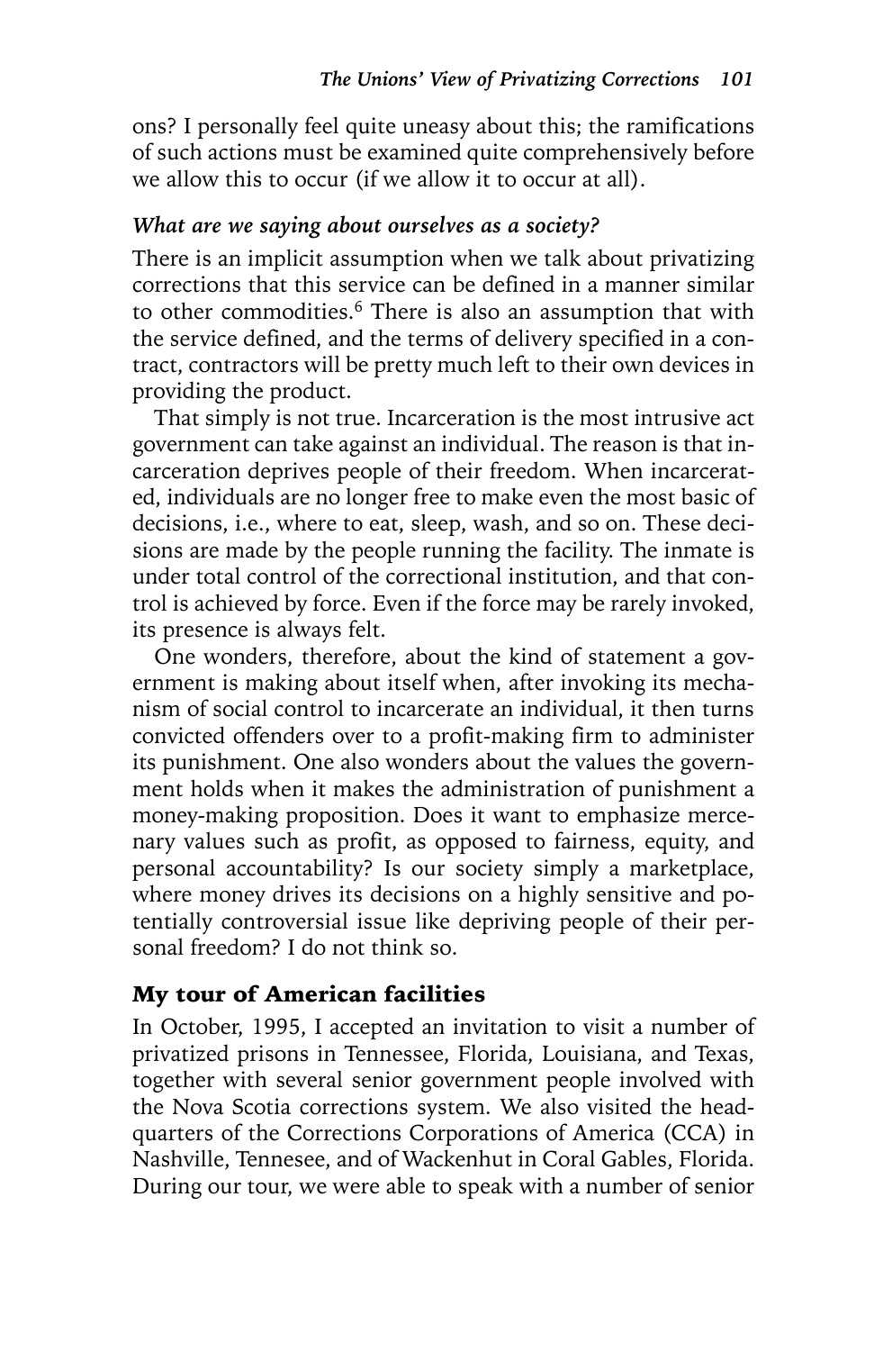ons? I personally feel quite uneasy about this; the ramifications of such actions must be examined quite comprehensively before we allow this to occur (if we allow it to occur at all).

### *What are we saying about ourselves as a society?*

There is an implicit assumption when we talk about privatizing corrections that this service can be defined in a manner similar to other commodities.[6] There is also an assumption that with the service defined, and the terms of delivery specified in a contract, contractors will be pretty much left to their own devices in providing the product.

That simply is not true. Incarceration is the most intrusive act government can take against an individual. The reason is that incarceration deprives people of their freedom. When incarcerated, individuals are no longer free to make even the most basic of decisions, i.e., where to eat, sleep, wash, and so on. These decisions are made by the people running the facility. The inmate is under total control of the correctional institution, and that control is achieved by force. Even if the force may be rarely invoked, its presence is always felt.

One wonders, therefore, about the kind of statement a government is making about itself when, after invoking its mechanism of social control to incarcerate an individual, it then turns convicted offenders over to a profit-making firm to administer its punishment. One also wonders about the values the government holds when it makes the administration of punishment a money-making proposition. Does it want to emphasize mercenary values such as profit, as opposed to fairness, equity, and personal accountability? Is our society simply a marketplace, where money drives its decisions on a highly sensitive and potentially controversial issue like depriving people of their personal freedom? I do not think so.

## My tour of American facilities

In October, 1995, I accepted an invitation to visit a number of privatized prisons in Tennessee, Florida, Louisiana, and Texas, together with several senior government people involved with the Nova Scotia corrections system. We also visited the headquarters of the Corrections Corporations of America (CCA) in Nashville, Tennesee, and of Wackenhut in Coral Gables, Florida. During our tour, we were able to speak with a number of senior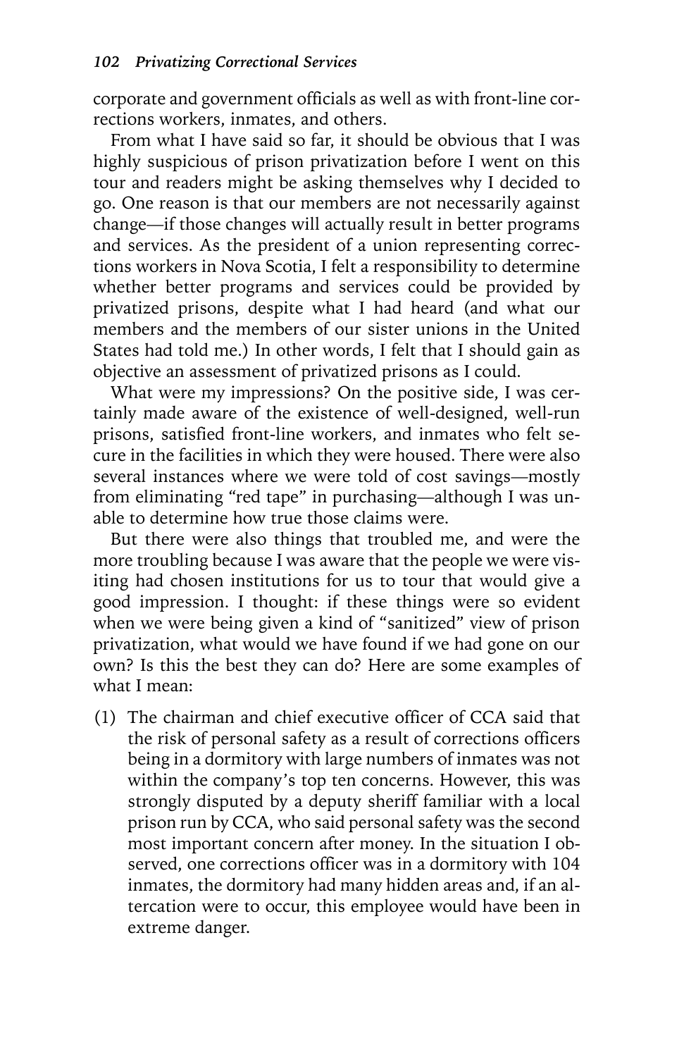corporate and government officials as well as with front-line corrections workers, inmates, and others.

From what I have said so far, it should be obvious that I was highly suspicious of prison privatization before I went on this tour and readers might be asking themselves why I decided to go. One reason is that our members are not necessarily against change—if those changes will actually result in better programs and services. As the president of a union representing corrections workers in Nova Scotia, I felt a responsibility to determine whether better programs and services could be provided by privatized prisons, despite what I had heard (and what our members and the members of our sister unions in the United States had told me.) In other words, I felt that I should gain as objective an assessment of privatized prisons as I could.

What were my impressions? On the positive side, I was certainly made aware of the existence of well-designed, well-run prisons, satisfied front-line workers, and inmates who felt secure in the facilities in which they were housed. There were also several instances where we were told of cost savings—mostly from eliminating "red tape" in purchasing—although I was unable to determine how true those claims were.

But there were also things that troubled me, and were the more troubling because I was aware that the people we were visiting had chosen institutions for us to tour that would give a good impression. I thought: if these things were so evident when we were being given a kind of "sanitized" view of prison privatization, what would we have found if we had gone on our own? Is this the best they can do? Here are some examples of what I mean:

(1) The chairman and chief executive officer of CCA said that the risk of personal safety as a result of corrections officers being in a dormitory with large numbers of inmates was not within the company's top ten concerns. However, this was strongly disputed by a deputy sheriff familiar with a local prison run by CCA, who said personal safety was the second most important concern after money. In the situation I observed, one corrections officer was in a dormitory with 104 inmates, the dormitory had many hidden areas and, if an altercation were to occur, this employee would have been in extreme danger.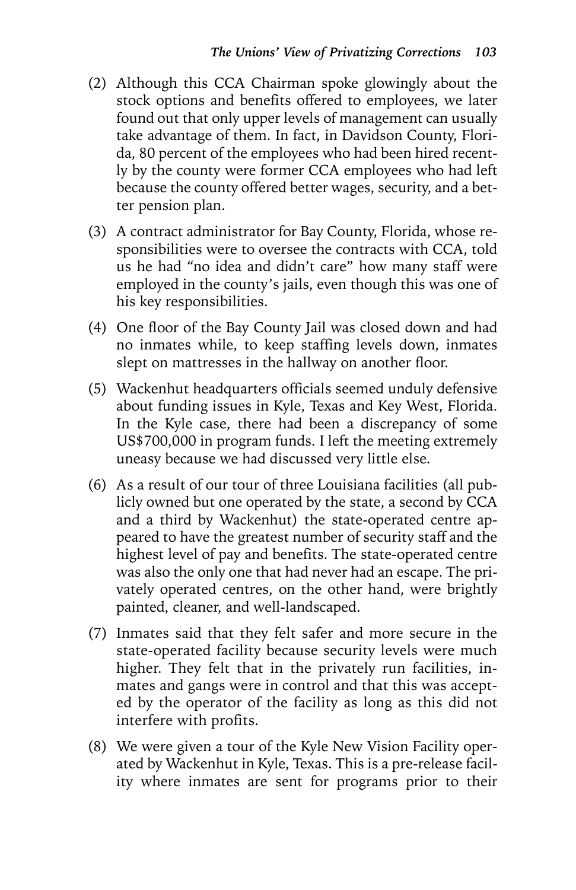(2) Although this CCA Chairman spoke glowingly about the stock options and benefits offered to employees, we later found out that only upper levels of management can usually take advantage of them. In fact, in Davidson County, Florida, 80 percent of the employees who had been hired recently by the county were former CCA employees who had left because the county offered better wages, security, and a better pension plan.

(3) A contract administrator for Bay County, Florida, whose responsibilities were to oversee the contracts with CCA, told us he had "no idea and didn't care" how many staff were employed in the county's jails, even though this was one of his key responsibilities.

(4) One floor of the Bay County Jail was closed down and had no inmates while, to keep staffing levels down, inmates slept on mattresses in the hallway on another floor.

(5) Wackenhut headquarters officials seemed unduly defensive about funding issues in Kyle, Texas and Key West, Florida. In the Kyle case, there had been a discrepancy of some US$700,000 in program funds. I left the meeting extremely uneasy because we had discussed very little else.

(6) As a result of our tour of three Louisiana facilities (all publicly owned but one operated by the state, a second by CCA and a third by Wackenhut) the state-operated centre appeared to have the greatest number of security staff and the highest level of pay and benefits. The state-operated centre was also the only one that had never had an escape. The privately operated centres, on the other hand, were brightly painted, cleaner, and well-landscaped.

(7) Inmates said that they felt safer and more secure in the state-operated facility because security levels were much higher. They felt that in the privately run facilities, inmates and gangs were in control and that this was accepted by the operator of the facility as long as this did not interfere with profits.

(8) We were given a tour of the Kyle New Vision Facility operated by Wackenhut in Kyle, Texas. This is a pre-release facility where inmates are sent for programs prior to their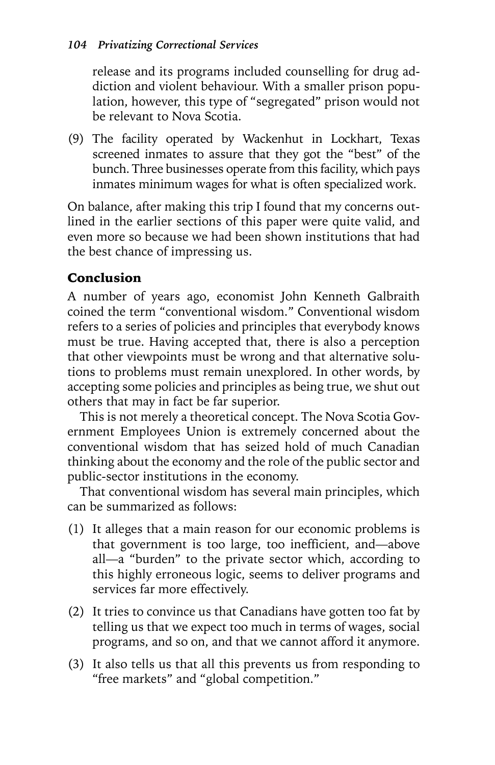release and its programs included counselling for drug addiction and violent behaviour. With a smaller prison population, however, this type of "segregated" prison would not be relevant to Nova Scotia.

(9) The facility operated by Wackenhut in Lockhart, Texas screened inmates to assure that they got the "best" of the bunch. Three businesses operate from this facility, which pays inmates minimum wages for what is often specialized work.

On balance, after making this trip I found that my concerns outlined in the earlier sections of this paper were quite valid, and even more so because we had been shown institutions that had the best chance of impressing us.

## Conclusion

A number of years ago, economist John Kenneth Galbraith coined the term "conventional wisdom." Conventional wisdom refers to a series of policies and principles that everybody knows must be true. Having accepted that, there is also a perception that other viewpoints must be wrong and that alternative solutions to problems must remain unexplored. In other words, by accepting some policies and principles as being true, we shut out others that may in fact be far superior.

This is not merely a theoretical concept. The Nova Scotia Government Employees Union is extremely concerned about the conventional wisdom that has seized hold of much Canadian thinking about the economy and the role of the public sector and public-sector institutions in the economy.

That conventional wisdom has several main principles, which can be summarized as follows:

(1) It alleges that a main reason for our economic problems is that government is too large, too inefficient, and—above all—a "burden" to the private sector which, according to this highly erroneous logic, seems to deliver programs and services far more effectively.

(2) It tries to convince us that Canadians have gotten too fat by telling us that we expect too much in terms of wages, social programs, and so on, and that we cannot afford it anymore.

(3) It also tells us that all this prevents us from responding to "free markets" and "global competition."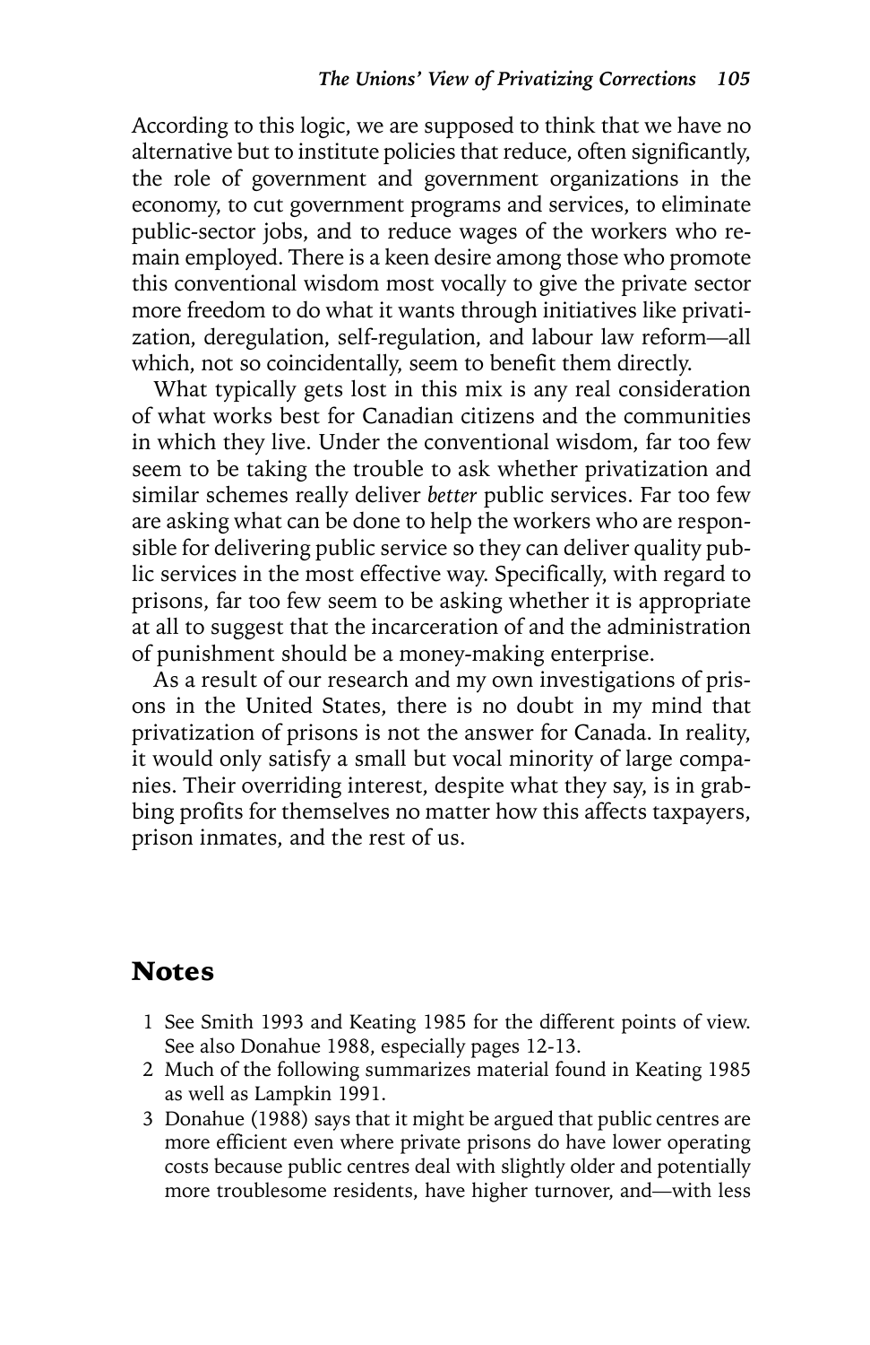According to this logic, we are supposed to think that we have no alternative but to institute policies that reduce, often significantly, the role of government and government organizations in the economy, to cut government programs and services, to eliminate public-sector jobs, and to reduce wages of the workers who remain employed. There is a keen desire among those who promote this conventional wisdom most vocally to give the private sector more freedom to do what it wants through initiatives like privatization, deregulation, self-regulation, and labour law reform—all which, not so coincidentally, seem to benefit them directly.

What typically gets lost in this mix is any real consideration of what works best for Canadian citizens and the communities in which they live. Under the conventional wisdom, far too few seem to be taking the trouble to ask whether privatization and similar schemes really deliver *better* public services. Far too few are asking what can be done to help the workers who are responsible for delivering public service so they can deliver quality public services in the most effective way. Specifically, with regard to prisons, far too few seem to be asking whether it is appropriate at all to suggest that the incarceration of and the administration of punishment should be a money-making enterprise.

As a result of our research and my own investigations of prisons in the United States, there is no doubt in my mind that privatization of prisons is not the answer for Canada. In reality, it would only satisfy a small but vocal minority of large companies. Their overriding interest, despite what they say, is in grabbing profits for themselves no matter how this affects taxpayers, prison inmates, and the rest of us.

## Notes

1 See Smith 1993 and Keating 1985 for the different points of view. See also Donahue 1988, especially pages 12-13.

2 Much of the following summarizes material found in Keating 1985 as well as Lampkin 1991.

3 Donahue (1988) says that it might be argued that public centres are more efficient even where private prisons do have lower operating costs because public centres deal with slightly older and potentially more troublesome residents, have higher turnover, and—with less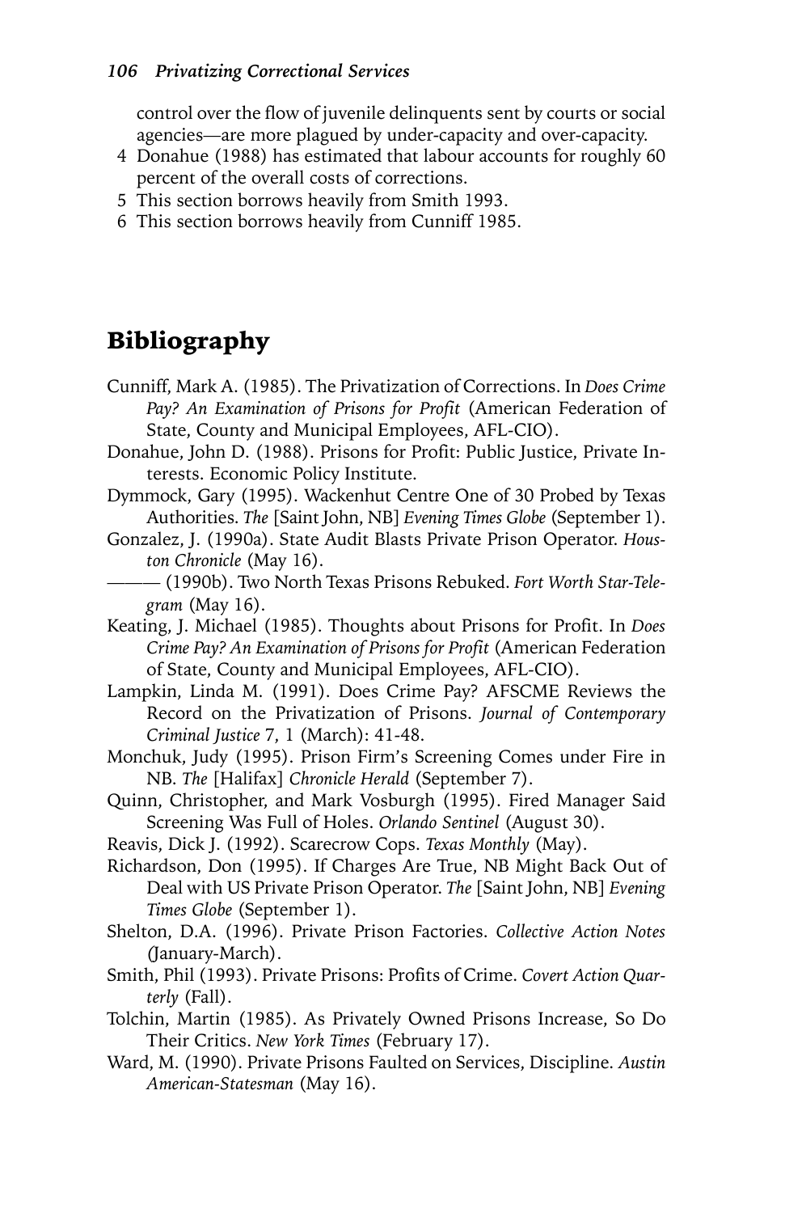control over the flow of juvenile delinquents sent by courts or social agencies—are more plagued by under-capacity and over-capacity.

4 Donahue (1988) has estimated that labour accounts for roughly 60 percent of the overall costs of corrections.

5 This section borrows heavily from Smith 1993.

6 This section borrows heavily from Cunniff 1985.

## Bibliography

Cunniff, Mark A. (1985). The Privatization of Corrections. In *Does Crime Pay? An Examination of Prisons for Profit* (American Federation of State, County and Municipal Employees, AFL-CIO).

Donahue, John D. (1988). Prisons for Profit: Public Justice, Private Interests. Economic Policy Institute.

Dymmock, Gary (1995). Wackenhut Centre One of 30 Probed by Texas Authorities. *The* [Saint John, NB] *Evening Times Globe* (September 1).

Gonzalez, J. (1990a). State Audit Blasts Private Prison Operator. *Houston Chronicle* (May 16).

——— (1990b). Two North Texas Prisons Rebuked. *Fort Worth Star-Telegram* (May 16).

Keating, J. Michael (1985). Thoughts about Prisons for Profit. In *Does Crime Pay? An Examination of Prisons for Profit* (American Federation of State, County and Municipal Employees, AFL-CIO).

Lampkin, Linda M. (1991). Does Crime Pay? AFSCME Reviews the Record on the Privatization of Prisons. *Journal of Contemporary Criminal Justice* 7, 1 (March): 41-48.

Monchuk, Judy (1995). Prison Firm's Screening Comes under Fire in NB. *The* [Halifax] *Chronicle Herald* (September 7).

Quinn, Christopher, and Mark Vosburgh (1995). Fired Manager Said Screening Was Full of Holes. *Orlando Sentinel* (August 30).

Reavis, Dick J. (1992). Scarecrow Cops. *Texas Monthly* (May).

Richardson, Don (1995). If Charges Are True, NB Might Back Out of Deal with US Private Prison Operator. *The* [Saint John, NB] *Evening Times Globe* (September 1).

Shelton, D.A. (1996). Private Prison Factories. *Collective Action Notes* (January-March).

Smith, Phil (1993). Private Prisons: Profits of Crime. *Covert Action Quarterly* (Fall).

Tolchin, Martin (1985). As Privately Owned Prisons Increase, So Do Their Critics. *New York Times* (February 17).

Ward, M. (1990). Private Prisons Faulted on Services, Discipline. *Austin American-Statesman* (May 16).